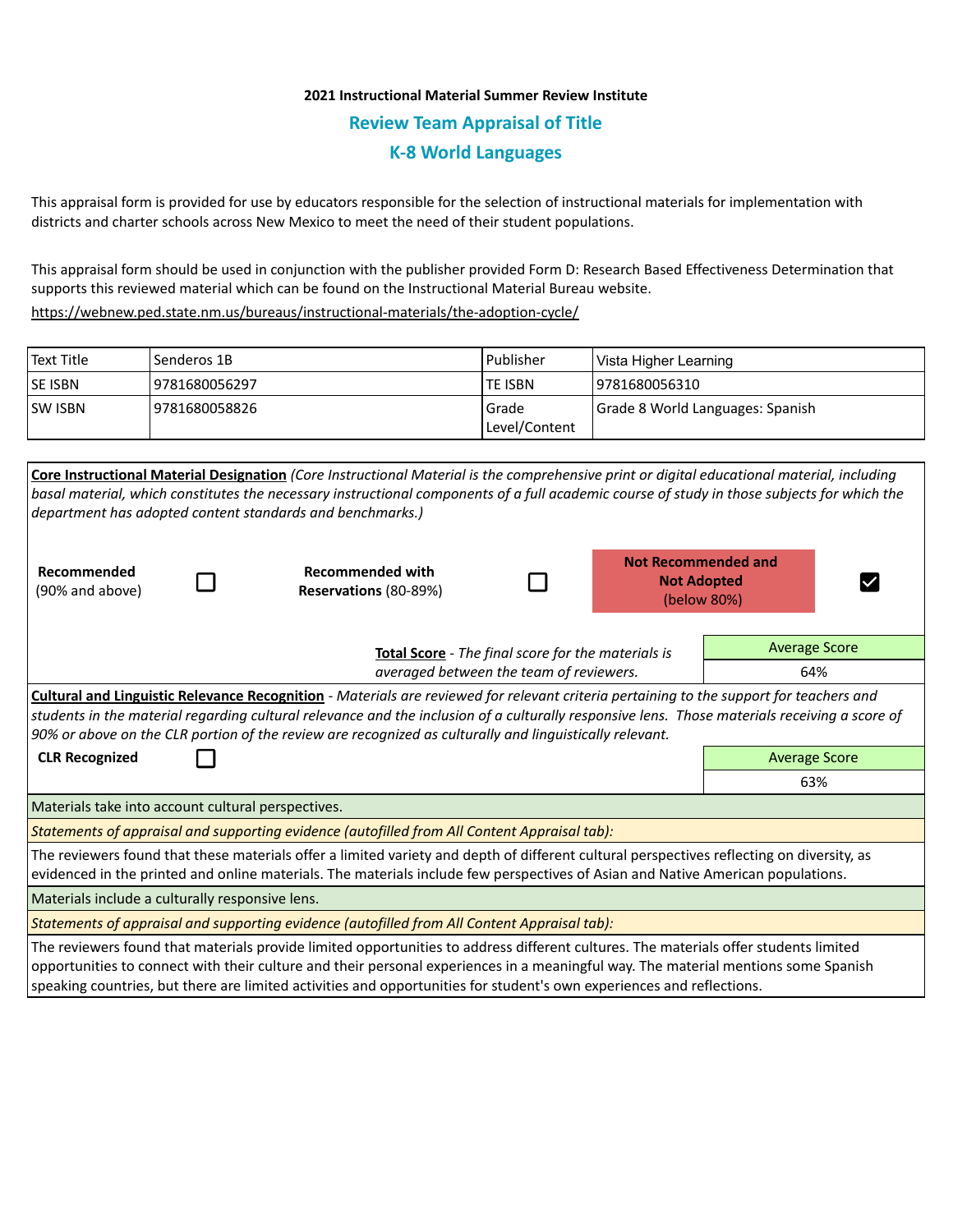**2021 Instructional Material Summer Review Institute**

## Review Team Appraisal of Title

## K-8 World Languages

This appraisal form is provided for use by educators responsible for the selection of instructional materials for implementation with districts and charter schools across New Mexico to meet the need of their student populations.

This appraisal form should be used in conjunction with the publisher provided Form D: Research Based Effectiveness Determination that supports this reviewed material which can be found on the Instructional Material Bureau website.
https://webnew.ped.state.nm.us/bureaus/instructional-materials/the-adoption-cycle/

| Text Title | Senderos 1B | Publisher | Vista Higher Learning |
|---|---|---|---|
| SE ISBN | 9781680056297 | TE ISBN | 9781680056310 |
| SW ISBN | 9781680058826 | Grade Level/Content | Grade 8 World Languages: Spanish |

**Core Instructional Material Designation** *(Core Instructional Material is the comprehensive print or digital educational material, including basal material, which constitutes the necessary instructional components of a full academic course of study in those subjects for which the department has adopted content standards and benchmarks.)*

| **Recommended** (90% and above) | ☐ | **Recommended with Reservations** (80-89%) | ☐ | **Not Recommended and Not Adopted** (below 80%) | ☑ |
|---|---|---|---|---|---|

**Total Score** - *The final score for the materials is averaged between the team of reviewers.*

| Average Score |
|---|
| 64% |

**Cultural and Linguistic Relevance Recognition** - *Materials are reviewed for relevant criteria pertaining to the support for teachers and students in the material regarding cultural relevance and the inclusion of a culturally responsive lens. Those materials receiving a score of 90% or above on the CLR portion of the review are recognized as culturally and linguistically relevant.*

**CLR Recognized** ☐

| Average Score |
|---|
| 63% |

Materials take into account cultural perspectives.

*Statements of appraisal and supporting evidence (autofilled from All Content Appraisal tab):*

The reviewers found that these materials offer a limited variety and depth of different cultural perspectives reflecting on diversity, as evidenced in the printed and online materials. The materials include few perspectives of Asian and Native American populations.

Materials include a culturally responsive lens.

*Statements of appraisal and supporting evidence (autofilled from All Content Appraisal tab):*

The reviewers found that materials provide limited opportunities to address different cultures. The materials offer students limited opportunities to connect with their culture and their personal experiences in a meaningful way. The material mentions some Spanish speaking countries, but there are limited activities and opportunities for student's own experiences and reflections.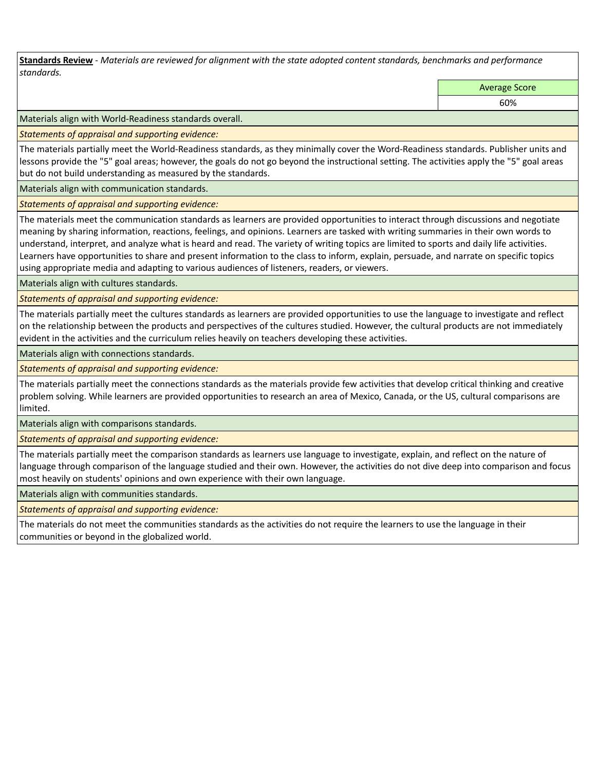**Standards Review** - *Materials are reviewed for alignment with the state adopted content standards, benchmarks and performance standards.*

| | Average Score |
| --- | --- |
| | 60% |

Materials align with World-Readiness standards overall.

*Statements of appraisal and supporting evidence:*

The materials partially meet the World-Readiness standards, as they minimally cover the Word-Readiness standards. Publisher units and lessons provide the "5" goal areas; however, the goals do not go beyond the instructional setting. The activities apply the "5" goal areas but do not build understanding as measured by the standards.

Materials align with communication standards.

*Statements of appraisal and supporting evidence:*

The materials meet the communication standards as learners are provided opportunities to interact through discussions and negotiate meaning by sharing information, reactions, feelings, and opinions. Learners are tasked with writing summaries in their own words to understand, interpret, and analyze what is heard and read. The variety of writing topics are limited to sports and daily life activities. Learners have opportunities to share and present information to the class to inform, explain, persuade, and narrate on specific topics using appropriate media and adapting to various audiences of listeners, readers, or viewers.

Materials align with cultures standards.

*Statements of appraisal and supporting evidence:*

The materials partially meet the cultures standards as learners are provided opportunities to use the language to investigate and reflect on the relationship between the products and perspectives of the cultures studied. However, the cultural products are not immediately evident in the activities and the curriculum relies heavily on teachers developing these activities.

Materials align with connections standards.

*Statements of appraisal and supporting evidence:*

The materials partially meet the connections standards as the materials provide few activities that develop critical thinking and creative problem solving. While learners are provided opportunities to research an area of Mexico, Canada, or the US, cultural comparisons are limited.

Materials align with comparisons standards.

*Statements of appraisal and supporting evidence:*

The materials partially meet the comparison standards as learners use language to investigate, explain, and reflect on the nature of language through comparison of the language studied and their own. However, the activities do not dive deep into comparison and focus most heavily on students' opinions and own experience with their own language.

Materials align with communities standards.

*Statements of appraisal and supporting evidence:*

The materials do not meet the communities standards as the activities do not require the learners to use the language in their communities or beyond in the globalized world.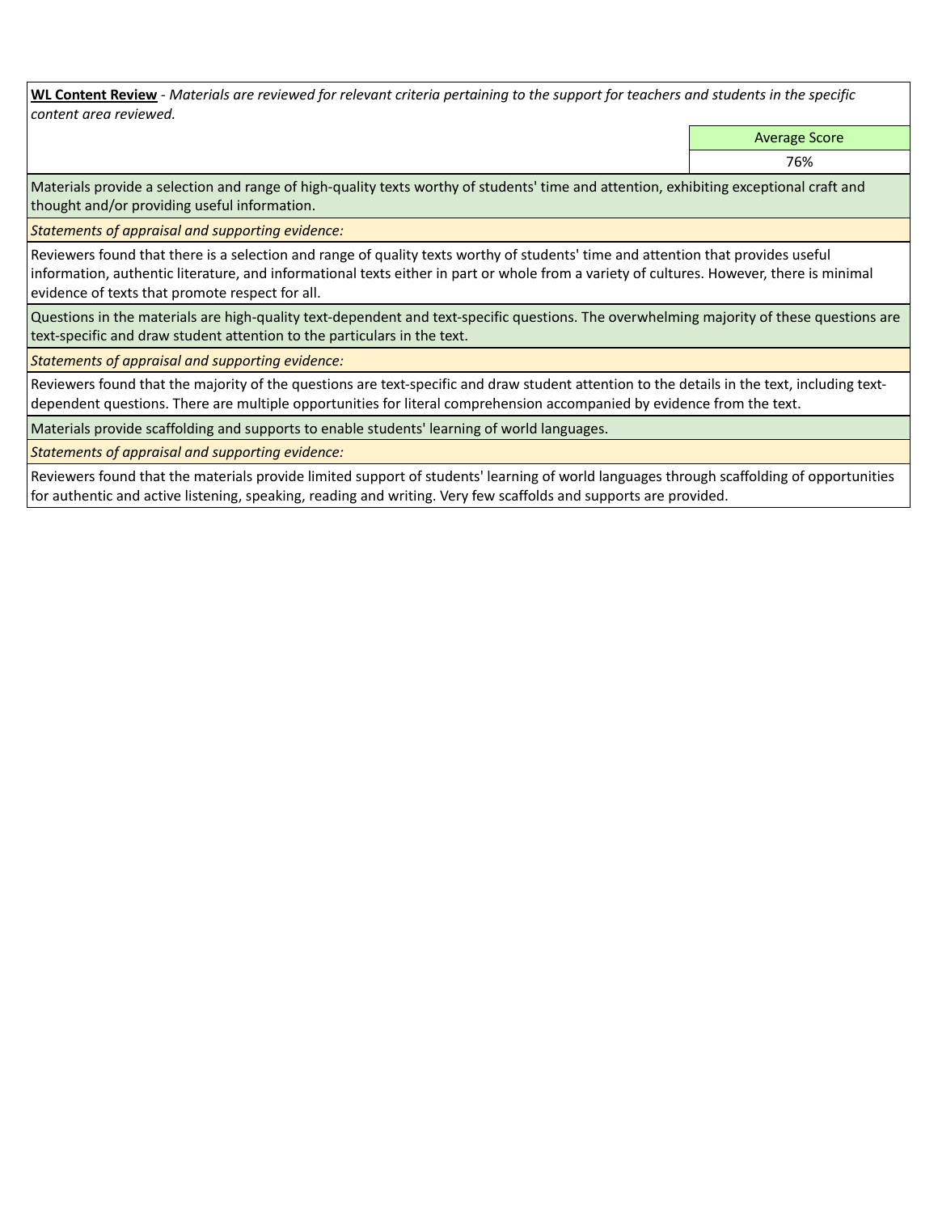**WL Content Review** - *Materials are reviewed for relevant criteria pertaining to the support for teachers and students in the specific content area reviewed.*

| Average Score |
|---|
| 76% |

Materials provide a selection and range of high-quality texts worthy of students' time and attention, exhibiting exceptional craft and thought and/or providing useful information.

*Statements of appraisal and supporting evidence:*

Reviewers found that there is a selection and range of quality texts worthy of students' time and attention that provides useful information, authentic literature, and informational texts either in part or whole from a variety of cultures. However, there is minimal evidence of texts that promote respect for all.

Questions in the materials are high-quality text-dependent and text-specific questions. The overwhelming majority of these questions are text-specific and draw student attention to the particulars in the text.

*Statements of appraisal and supporting evidence:*

Reviewers found that the majority of the questions are text-specific and draw student attention to the details in the text, including text-dependent questions. There are multiple opportunities for literal comprehension accompanied by evidence from the text.

Materials provide scaffolding and supports to enable students' learning of world languages.

*Statements of appraisal and supporting evidence:*

Reviewers found that the materials provide limited support of students' learning of world languages through scaffolding of opportunities for authentic and active listening, speaking, reading and writing. Very few scaffolds and supports are provided.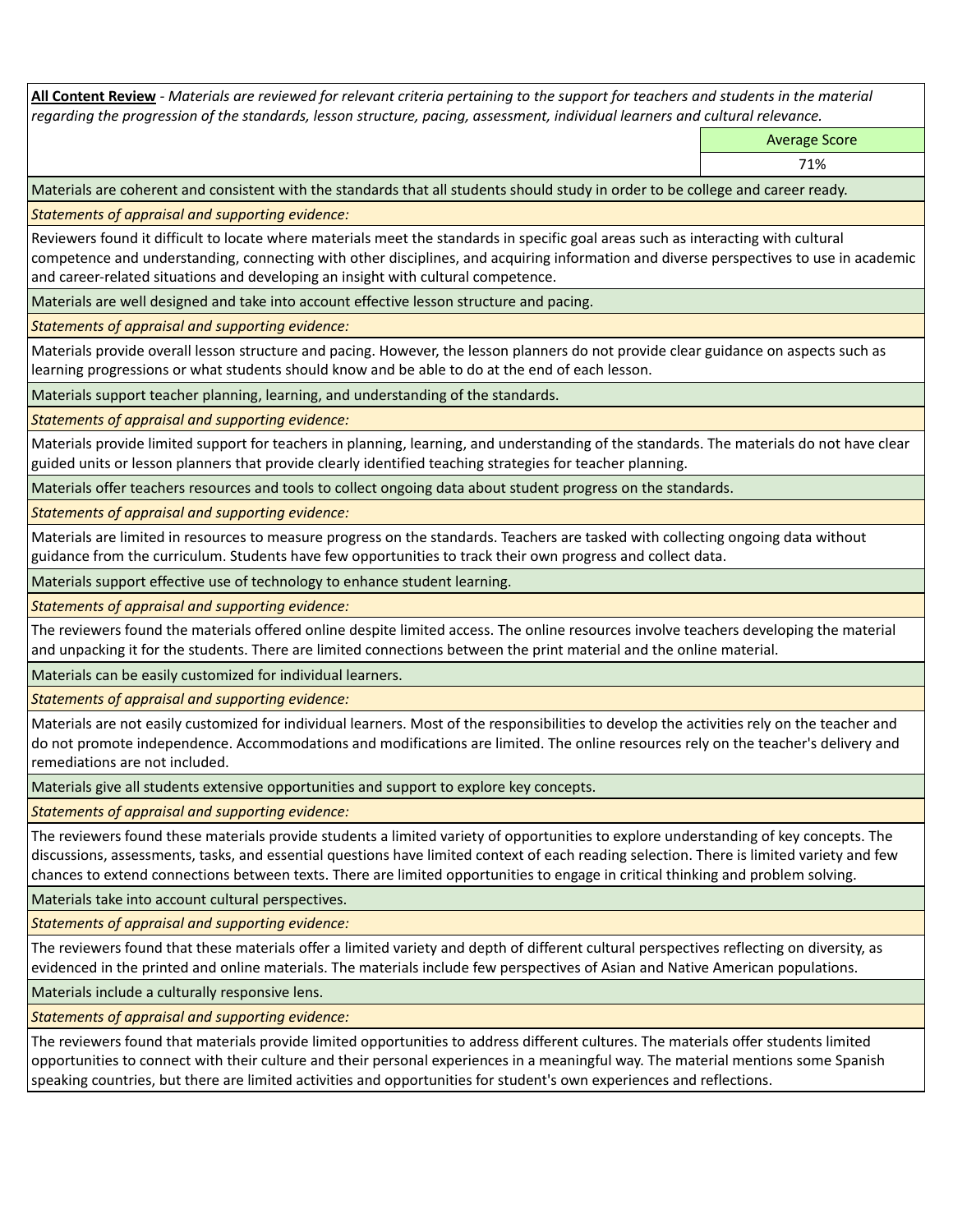**All Content Review** - *Materials are reviewed for relevant criteria pertaining to the support for teachers and students in the material regarding the progression of the standards, lesson structure, pacing, assessment, individual learners and cultural relevance.*

| Average Score |
|---|
| 71% |

Materials are coherent and consistent with the standards that all students should study in order to be college and career ready.

*Statements of appraisal and supporting evidence:*

Reviewers found it difficult to locate where materials meet the standards in specific goal areas such as interacting with cultural competence and understanding, connecting with other disciplines, and acquiring information and diverse perspectives to use in academic and career-related situations and developing an insight with cultural competence.

Materials are well designed and take into account effective lesson structure and pacing.

*Statements of appraisal and supporting evidence:*

Materials provide overall lesson structure and pacing. However, the lesson planners do not provide clear guidance on aspects such as learning progressions or what students should know and be able to do at the end of each lesson.

Materials support teacher planning, learning, and understanding of the standards.

*Statements of appraisal and supporting evidence:*

Materials provide limited support for teachers in planning, learning, and understanding of the standards. The materials do not have clear guided units or lesson planners that provide clearly identified teaching strategies for teacher planning.

Materials offer teachers resources and tools to collect ongoing data about student progress on the standards.

*Statements of appraisal and supporting evidence:*

Materials are limited in resources to measure progress on the standards. Teachers are tasked with collecting ongoing data without guidance from the curriculum. Students have few opportunities to track their own progress and collect data.

Materials support effective use of technology to enhance student learning.

*Statements of appraisal and supporting evidence:*

The reviewers found the materials offered online despite limited access. The online resources involve teachers developing the material and unpacking it for the students. There are limited connections between the print material and the online material.

Materials can be easily customized for individual learners.

*Statements of appraisal and supporting evidence:*

Materials are not easily customized for individual learners. Most of the responsibilities to develop the activities rely on the teacher and do not promote independence. Accommodations and modifications are limited. The online resources rely on the teacher's delivery and remediations are not included.

Materials give all students extensive opportunities and support to explore key concepts.

*Statements of appraisal and supporting evidence:*

The reviewers found these materials provide students a limited variety of opportunities to explore understanding of key concepts. The discussions, assessments, tasks, and essential questions have limited context of each reading selection. There is limited variety and few chances to extend connections between texts. There are limited opportunities to engage in critical thinking and problem solving.

Materials take into account cultural perspectives.

*Statements of appraisal and supporting evidence:*

The reviewers found that these materials offer a limited variety and depth of different cultural perspectives reflecting on diversity, as evidenced in the printed and online materials. The materials include few perspectives of Asian and Native American populations.

Materials include a culturally responsive lens.

*Statements of appraisal and supporting evidence:*

The reviewers found that materials provide limited opportunities to address different cultures. The materials offer students limited opportunities to connect with their culture and their personal experiences in a meaningful way. The material mentions some Spanish speaking countries, but there are limited activities and opportunities for student's own experiences and reflections.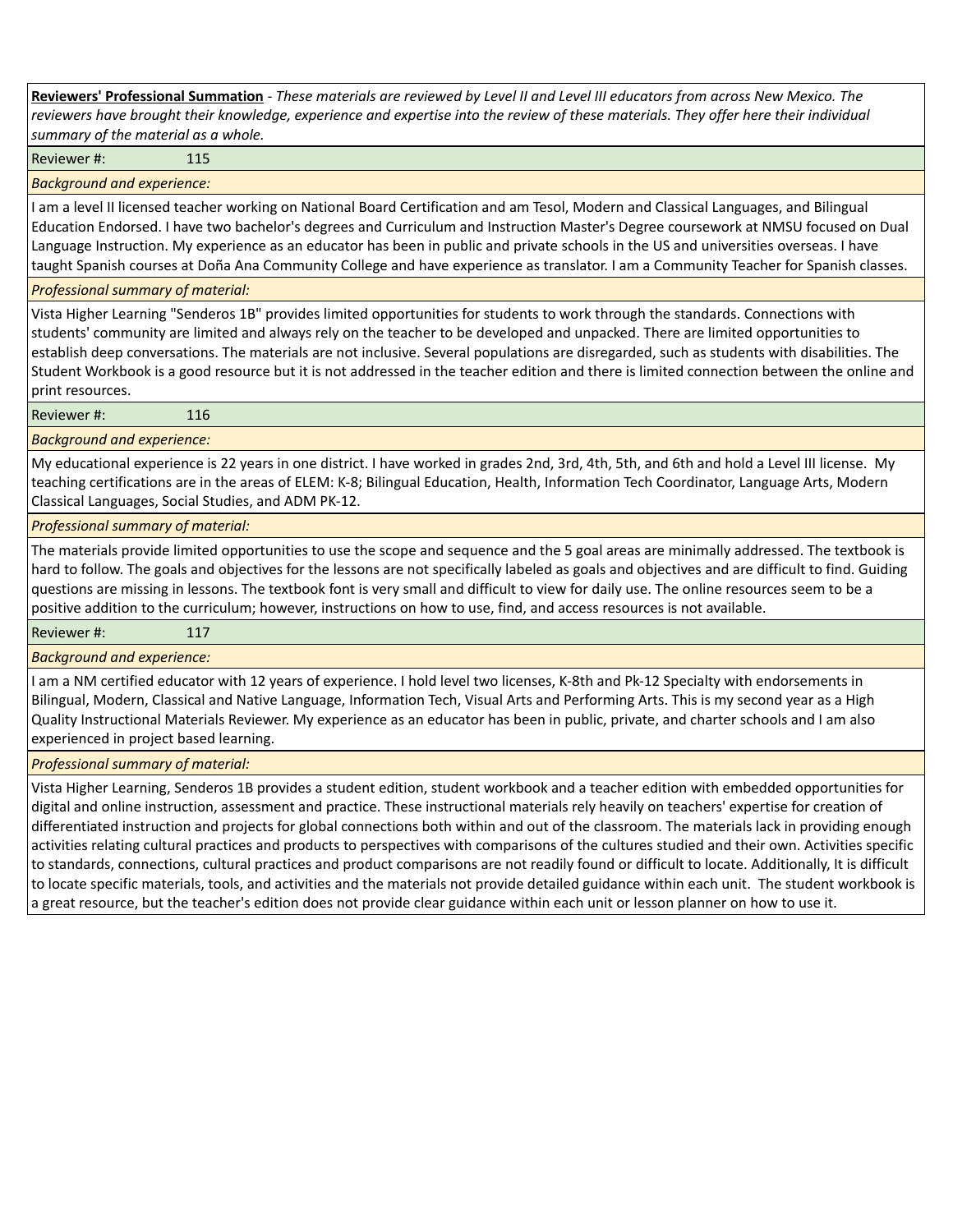**Reviewers' Professional Summation** - *These materials are reviewed by Level II and Level III educators from across New Mexico. The reviewers have brought their knowledge, experience and expertise into the review of these materials. They offer here their individual summary of the material as a whole.*

Reviewer #: 115

*Background and experience:*

I am a level II licensed teacher working on National Board Certification and am Tesol, Modern and Classical Languages, and Bilingual Education Endorsed. I have two bachelor's degrees and Curriculum and Instruction Master's Degree coursework at NMSU focused on Dual Language Instruction. My experience as an educator has been in public and private schools in the US and universities overseas. I have taught Spanish courses at Doña Ana Community College and have experience as translator. I am a Community Teacher for Spanish classes.

*Professional summary of material:*

Vista Higher Learning "Senderos 1B" provides limited opportunities for students to work through the standards. Connections with students' community are limited and always rely on the teacher to be developed and unpacked. There are limited opportunities to establish deep conversations. The materials are not inclusive. Several populations are disregarded, such as students with disabilities. The Student Workbook is a good resource but it is not addressed in the teacher edition and there is limited connection between the online and print resources.

Reviewer #: 116

*Background and experience:*

My educational experience is 22 years in one district. I have worked in grades 2nd, 3rd, 4th, 5th, and 6th and hold a Level III license. My teaching certifications are in the areas of ELEM: K-8; Bilingual Education, Health, Information Tech Coordinator, Language Arts, Modern Classical Languages, Social Studies, and ADM PK-12.

*Professional summary of material:*

The materials provide limited opportunities to use the scope and sequence and the 5 goal areas are minimally addressed. The textbook is hard to follow. The goals and objectives for the lessons are not specifically labeled as goals and objectives and are difficult to find. Guiding questions are missing in lessons. The textbook font is very small and difficult to view for daily use. The online resources seem to be a positive addition to the curriculum; however, instructions on how to use, find, and access resources is not available.

Reviewer #: 117

*Background and experience:*

I am a NM certified educator with 12 years of experience. I hold level two licenses, K-8th and Pk-12 Specialty with endorsements in Bilingual, Modern, Classical and Native Language, Information Tech, Visual Arts and Performing Arts. This is my second year as a High Quality Instructional Materials Reviewer. My experience as an educator has been in public, private, and charter schools and I am also experienced in project based learning.

*Professional summary of material:*

Vista Higher Learning, Senderos 1B provides a student edition, student workbook and a teacher edition with embedded opportunities for digital and online instruction, assessment and practice. These instructional materials rely heavily on teachers' expertise for creation of differentiated instruction and projects for global connections both within and out of the classroom. The materials lack in providing enough activities relating cultural practices and products to perspectives with comparisons of the cultures studied and their own. Activities specific to standards, connections, cultural practices and product comparisons are not readily found or difficult to locate. Additionally, It is difficult to locate specific materials, tools, and activities and the materials not provide detailed guidance within each unit. The student workbook is a great resource, but the teacher's edition does not provide clear guidance within each unit or lesson planner on how to use it.